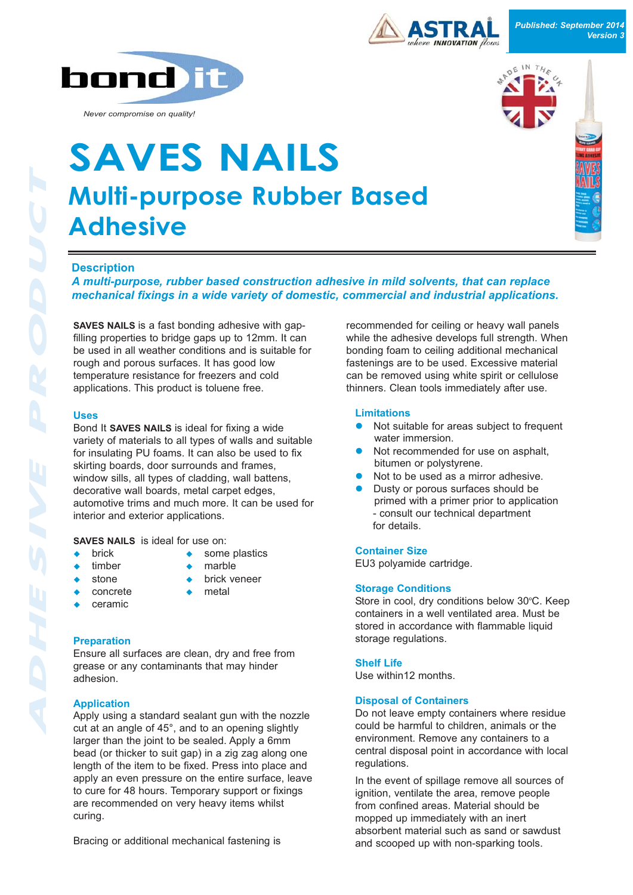Published: September 2014
Version 3

ASTRAL — where INNOVATION flows

bond it

*Never compromise on quality!*

MADE IN THE UK

# SAVES NAILS

## Multi-purpose Rubber Based Adhesive

### Description

***A multi-purpose, rubber based construction adhesive in mild solvents, that can replace mechanical fixings in a wide variety of domestic, commercial and industrial applications.***

**SAVES NAILS** is a fast bonding adhesive with gap-filling properties to bridge gaps up to 12mm. It can be used in all weather conditions and is suitable for rough and porous surfaces. It has good low temperature resistance for freezers and cold applications. This product is toluene free.

### Uses

Bond It **SAVES NAILS** is ideal for fixing a wide variety of materials to all types of walls and suitable for insulating PU foams. It can also be used to fix skirting boards, door surrounds and frames, window sills, all types of cladding, wall battens, decorative wall boards, metal carpet edges, automotive trims and much more. It can be used for interior and exterior applications.

**SAVES NAILS** is ideal for use on:

- brick
- timber
- stone
- concrete
- ceramic
- some plastics
- marble
- brick veneer
- metal

### Preparation

Ensure all surfaces are clean, dry and free from grease or any contaminants that may hinder adhesion.

### Application

Apply using a standard sealant gun with the nozzle cut at an angle of 45°, and to an opening slightly larger than the joint to be sealed. Apply a 6mm bead (or thicker to suit gap) in a zig zag along one length of the item to be fixed. Press into place and apply an even pressure on the entire surface, leave to cure for 48 hours. Temporary support or fixings are recommended on very heavy items whilst curing.

Bracing or additional mechanical fastening is recommended for ceiling or heavy wall panels while the adhesive develops full strength. When bonding foam to ceiling additional mechanical fastenings are to be used. Excessive material can be removed using white spirit or cellulose thinners. Clean tools immediately after use.

### Limitations

- Not suitable for areas subject to frequent water immersion.
- Not recommended for use on asphalt, bitumen or polystyrene.
- Not to be used as a mirror adhesive.
- Dusty or porous surfaces should be primed with a primer prior to application - consult our technical department for details.

### Container Size

EU3 polyamide cartridge.

### Storage Conditions

Store in cool, dry conditions below 30°C. Keep containers in a well ventilated area. Must be stored in accordance with flammable liquid storage regulations.

### Shelf Life

Use within12 months.

### Disposal of Containers

Do not leave empty containers where residue could be harmful to children, animals or the environment. Remove any containers to a central disposal point in accordance with local regulations.

In the event of spillage remove all sources of ignition, ventilate the area, remove people from confined areas. Material should be mopped up immediately with an inert absorbent material such as sand or sawdust and scooped up with non-sparking tools.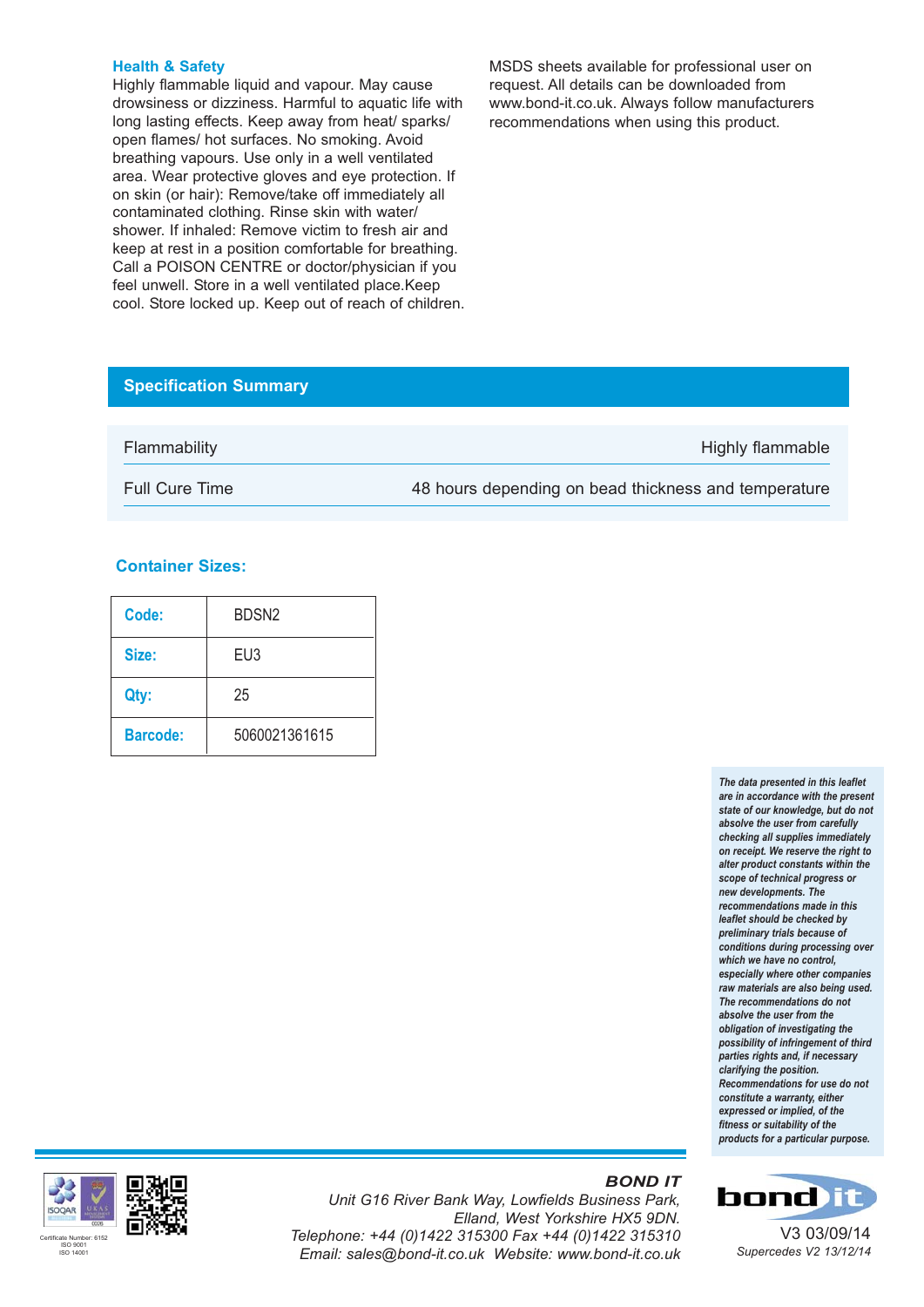## Health & Safety

Highly flammable liquid and vapour. May cause drowsiness or dizziness. Harmful to aquatic life with long lasting effects. Keep away from heat/ sparks/ open flames/ hot surfaces. No smoking. Avoid breathing vapours. Use only in a well ventilated area. Wear protective gloves and eye protection. If on skin (or hair): Remove/take off immediately all contaminated clothing. Rinse skin with water/ shower. If inhaled: Remove victim to fresh air and keep at rest in a position comfortable for breathing. Call a POISON CENTRE or doctor/physician if you feel unwell. Store in a well ventilated place.Keep cool. Store locked up. Keep out of reach of children.

MSDS sheets available for professional user on request. All details can be downloaded from www.bond-it.co.uk. Always follow manufacturers recommendations when using this product.

## Specification Summary

| | |
|---|---|
| Flammability | Highly flammable |
| Full Cure Time | 48 hours depending on bead thickness and temperature |

## Container Sizes:

| | |
|---|---|
| **Code:** | BDSN2 |
| **Size:** | EU3 |
| **Qty:** | 25 |
| **Barcode:** | 5060021361615 |

*The data presented in this leaflet are in accordance with the present state of our knowledge, but do not absolve the user from carefully checking all supplies immediately on receipt. We reserve the right to alter product constants within the scope of technical progress or new developments. The recommendations made in this leaflet should be checked by preliminary trials because of conditions during processing over which we have no control, especially where other companies raw materials are also being used. The recommendations do not absolve the user from the obligation of investigating the possibility of infringement of third parties rights and, if necessary clarifying the position. Recommendations for use do not constitute a warranty, either expressed or implied, of the fitness or suitability of the products for a particular purpose.*

Certificate Number: 6152
ISO 9001
ISO 14001

***BOND IT***
*Unit G16 River Bank Way, Lowfields Business Park,*
*Elland, West Yorkshire HX5 9DN.*
*Telephone: +44 (0)1422 315300 Fax +44 (0)1422 315310*
*Email: sales@bond-it.co.uk Website: www.bond-it.co.uk*

bond it

V3 03/09/14
*Supercedes V2 13/12/14*